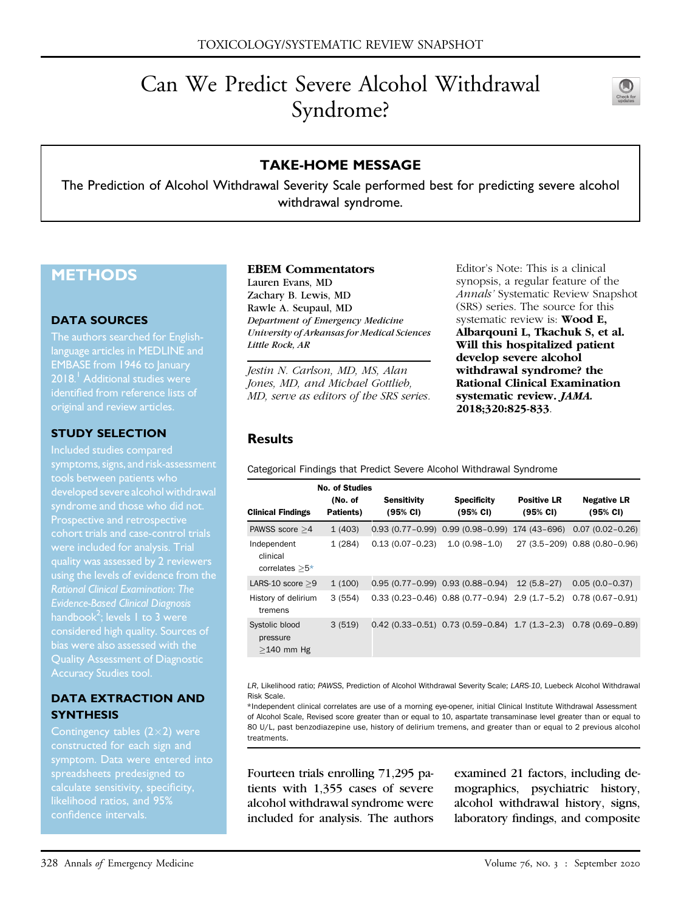TOXICOLOGY/SYSTEMATIC REVIEW SNAPSHOT

# Can We Predict Severe Alcohol Withdrawal Syndrome?

## TAKE-HOME MESSAGE

The Prediction of Alcohol Withdrawal Severity Scale performed best for predicting severe alcohol withdrawal syndrome.

## METHODS

### DATA SOURCES

The authors searched for English-language articles in MEDLINE and EMBASE from 1946 to January 2018.[1] Additional studies were identified from reference lists of original and review articles.

### STUDY SELECTION

Included studies compared symptoms, signs, and risk-assessment tools between patients who developed severe alcohol withdrawal syndrome and those who did not. Prospective and retrospective cohort trials and case-control trials were included for analysis. Trial quality was assessed by 2 reviewers using the levels of evidence from the *Rational Clinical Examination: The Evidence-Based Clinical Diagnosis* handbook[2]; levels 1 to 3 were considered high quality. Sources of bias were also assessed with the Quality Assessment of Diagnostic Accuracy Studies tool.

### DATA EXTRACTION AND SYNTHESIS

Contingency tables (2×2) were constructed for each sign and symptom. Data were entered into spreadsheets predesigned to calculate sensitivity, specificity, likelihood ratios, and 95% confidence intervals.

**EBEM Commentators**
Lauren Evans, MD
Zachary B. Lewis, MD
Rawle A. Seupaul, MD
*Department of Emergency Medicine*
*University of Arkansas for Medical Sciences*
*Little Rock, AR*

*Jestin N. Carlson, MD, MS, Alan Jones, MD, and Michael Gottlieb, MD, serve as editors of the SRS series.*

Editor's Note: This is a clinical synopsis, a regular feature of the *Annals'* Systematic Review Snapshot (SRS) series. The source for this systematic review is: **Wood E, Albarqouni L, Tkachuk S, et al. Will this hospitalized patient develop severe alcohol withdrawal syndrome? the Rational Clinical Examination systematic review. *JAMA.* 2018;320:825-833**.

## Results

Categorical Findings that Predict Severe Alcohol Withdrawal Syndrome

| Clinical Findings | No. of Studies (No. of Patients) | Sensitivity (95% CI) | Specificity (95% CI) | Positive LR (95% CI) | Negative LR (95% CI) |
|---|---|---|---|---|---|
| PAWSS score ≥4 | 1 (403) | 0.93 (0.77–0.99) | 0.99 (0.98–0.99) | 174 (43–696) | 0.07 (0.02–0.26) |
| Independent clinical correlates ≥5* | 1 (284) | 0.13 (0.07–0.23) | 1.0 (0.98–1.0) | 27 (3.5–209) | 0.88 (0.80–0.96) |
| LARS-10 score ≥9 | 1 (100) | 0.95 (0.77–0.99) | 0.93 (0.88–0.94) | 12 (5.8–27) | 0.05 (0.0–0.37) |
| History of delirium tremens | 3 (554) | 0.33 (0.23–0.46) | 0.88 (0.77–0.94) | 2.9 (1.7–5.2) | 0.78 (0.67–0.91) |
| Systolic blood pressure ≥140 mm Hg | 3 (519) | 0.42 (0.33–0.51) | 0.73 (0.59–0.84) | 1.7 (1.3–2.3) | 0.78 (0.69–0.89) |

*LR*, Likelihood ratio; *PAWSS*, Prediction of Alcohol Withdrawal Severity Scale; *LARS-10*, Luebeck Alcohol Withdrawal Risk Scale.
*Independent clinical correlates are use of a morning eye-opener, initial Clinical Institute Withdrawal Assessment of Alcohol Scale, Revised score greater than or equal to 10, aspartate transaminase level greater than or equal to 80 U/L, past benzodiazepine use, history of delirium tremens, and greater than or equal to 2 previous alcohol treatments.

Fourteen trials enrolling 71,295 patients with 1,355 cases of severe alcohol withdrawal syndrome were included for analysis. The authors examined 21 factors, including demographics, psychiatric history, alcohol withdrawal history, signs, laboratory findings, and composite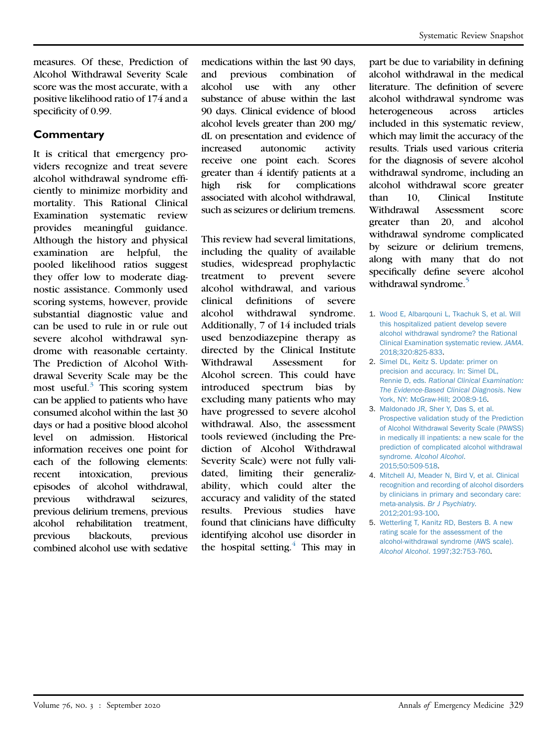measures. Of these, Prediction of Alcohol Withdrawal Severity Scale score was the most accurate, with a positive likelihood ratio of 174 and a specificity of 0.99.

## Commentary

It is critical that emergency providers recognize and treat severe alcohol withdrawal syndrome efficiently to minimize morbidity and mortality. This Rational Clinical Examination systematic review provides meaningful guidance. Although the history and physical examination are helpful, the pooled likelihood ratios suggest they offer low to moderate diagnostic assistance. Commonly used scoring systems, however, provide substantial diagnostic value and can be used to rule in or rule out severe alcohol withdrawal syndrome with reasonable certainty. The Prediction of Alcohol Withdrawal Severity Scale may be the most useful.[3] This scoring system can be applied to patients who have consumed alcohol within the last 30 days or had a positive blood alcohol level on admission. Historical information receives one point for each of the following elements: recent intoxication, previous episodes of alcohol withdrawal, previous withdrawal seizures, previous delirium tremens, previous alcohol rehabilitation treatment, previous blackouts, previous combined alcohol use with sedative medications within the last 90 days, and previous combination of alcohol use with any other substance of abuse within the last 90 days. Clinical evidence of blood alcohol levels greater than 200 mg/dL on presentation and evidence of increased autonomic activity receive one point each. Scores greater than 4 identify patients at a high risk for complications associated with alcohol withdrawal, such as seizures or delirium tremens.

This review had several limitations, including the quality of available studies, widespread prophylactic treatment to prevent severe alcohol withdrawal, and various clinical definitions of severe alcohol withdrawal syndrome. Additionally, 7 of 14 included trials used benzodiazepine therapy as directed by the Clinical Institute Withdrawal Assessment for Alcohol screen. This could have introduced spectrum bias by excluding many patients who may have progressed to severe alcohol withdrawal. Also, the assessment tools reviewed (including the Prediction of Alcohol Withdrawal Severity Scale) were not fully validated, limiting their generalizability, which could alter the accuracy and validity of the stated results. Previous studies have found that clinicians have difficulty identifying alcohol use disorder in the hospital setting.[4] This may in part be due to variability in defining alcohol withdrawal in the medical literature. The definition of severe alcohol withdrawal syndrome was heterogeneous across articles included in this systematic review, which may limit the accuracy of the results. Trials used various criteria for the diagnosis of severe alcohol withdrawal syndrome, including an alcohol withdrawal score greater than 10, Clinical Institute Withdrawal Assessment score greater than 20, and alcohol withdrawal syndrome complicated by seizure or delirium tremens, along with many that do not specifically define severe alcohol withdrawal syndrome.[5]

1. Wood E, Albarqouni L, Tkachuk S, et al. Will this hospitalized patient develop severe alcohol withdrawal syndrome? the Rational Clinical Examination systematic review. *JAMA*. 2018;320:825-833.
2. Simel DL, Keitz S. Update: primer on precision and accuracy. In: Simel DL, Rennie D, eds. *Rational Clinical Examination: The Evidence-Based Clinical Diagnosis*. New York, NY: McGraw-Hill; 2008:9-16.
3. Maldonado JR, Sher Y, Das S, et al. Prospective validation study of the Prediction of Alcohol Withdrawal Severity Scale (PAWSS) in medically ill inpatients: a new scale for the prediction of complicated alcohol withdrawal syndrome. *Alcohol Alcohol*. 2015;50:509-518.
4. Mitchell AJ, Meader N, Bird V, et al. Clinical recognition and recording of alcohol disorders by clinicians in primary and secondary care: meta-analysis. *Br J Psychiatry*. 2012;201:93-100.
5. Wetterling T, Kanitz RD, Besters B. A new rating scale for the assessment of the alcohol-withdrawal syndrome (AWS scale). *Alcohol Alcohol*. 1997;32:753-760.